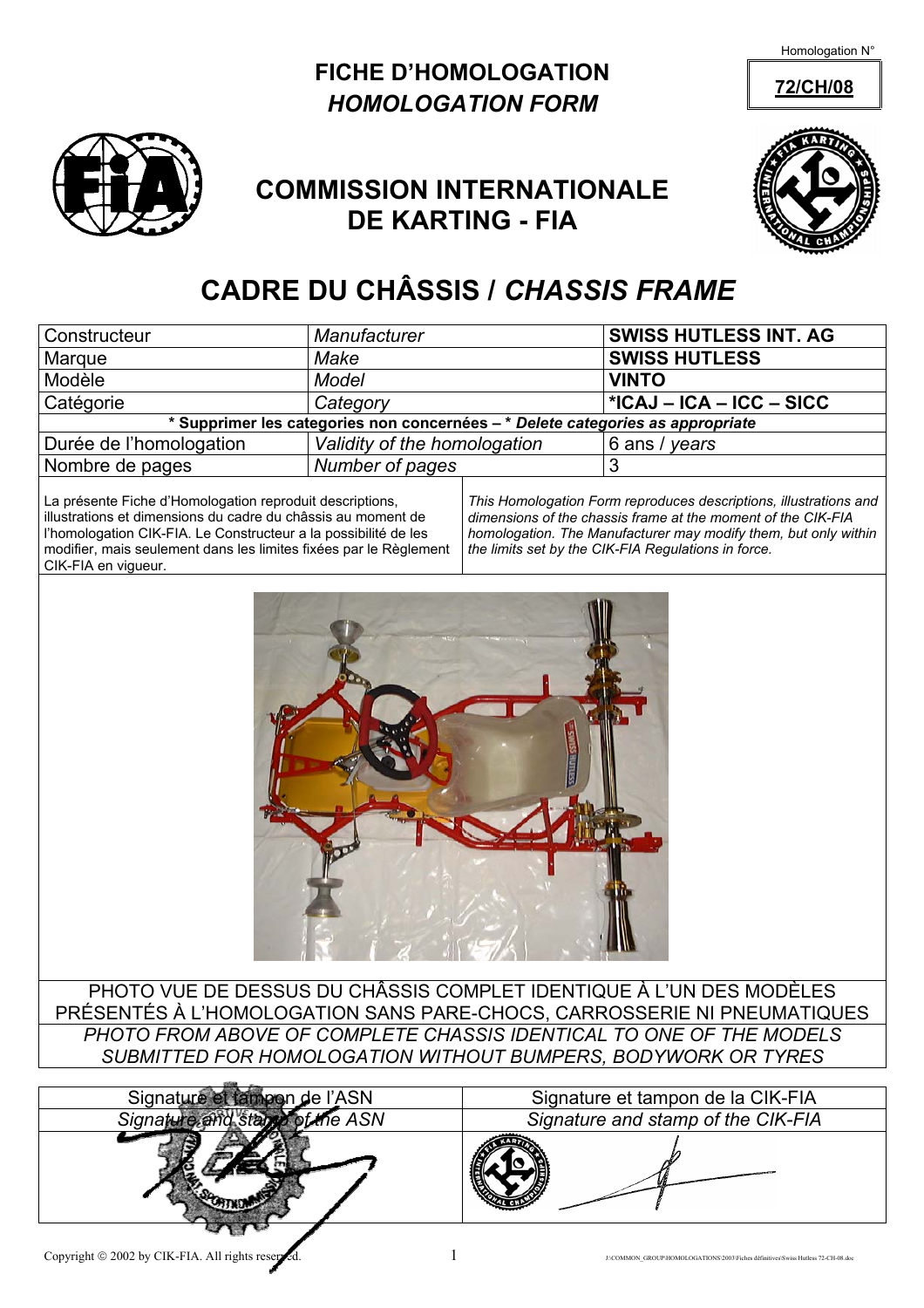Homologation N°

**72/CH/08**

# FICHE D'HOMOLOGATION
# *HOMOLOGATION FORM*

## COMMISSION INTERNATIONALE DE KARTING - FIA

# CADRE DU CHÂSSIS / *CHASSIS FRAME*

| | | |
|---|---|---|
| Constructeur | *Manufacturer* | **SWISS HUTLESS INT. AG** |
| Marque | *Make* | **SWISS HUTLESS** |
| Modèle | *Model* | **VINTO** |
| Catégorie | *Category* | **\*ICAJ – ICA – ICC – SICC** |
| **\* Supprimer les categories non concernées – \* *Delete categories as appropriate*** | | |
| Durée de l'homologation | *Validity of the homologation* | 6 ans / *years* |
| Nombre de pages | *Number of pages* | 3 |

La présente Fiche d'Homologation reproduit descriptions, illustrations et dimensions du cadre du châssis au moment de l'homologation CIK-FIA. Le Constructeur a la possibilité de les modifier, mais seulement dans les limites fixées par le Règlement CIK-FIA en vigueur.

*This Homologation Form reproduces descriptions, illustrations and dimensions of the chassis frame at the moment of the CIK-FIA homologation. The Manufacturer may modify them, but only within the limits set by the CIK-FIA Regulations in force.*

PHOTO VUE DE DESSUS DU CHÂSSIS COMPLET IDENTIQUE À L'UN DES MODÈLES PRÉSENTÉS À L'HOMOLOGATION SANS PARE-CHOCS, CARROSSERIE NI PNEUMATIQUES

*PHOTO FROM ABOVE OF COMPLETE CHASSIS IDENTICAL TO ONE OF THE MODELS SUBMITTED FOR HOMOLOGATION WITHOUT BUMPERS, BODYWORK OR TYRES*

| Signature et tampon de l'ASN | Signature et tampon de la CIK-FIA |
|---|---|
| *Signature and stamp of the ASN* | *Signature and stamp of the CIK-FIA* |

Copyright © 2002 by CIK-FIA. All rights reserved.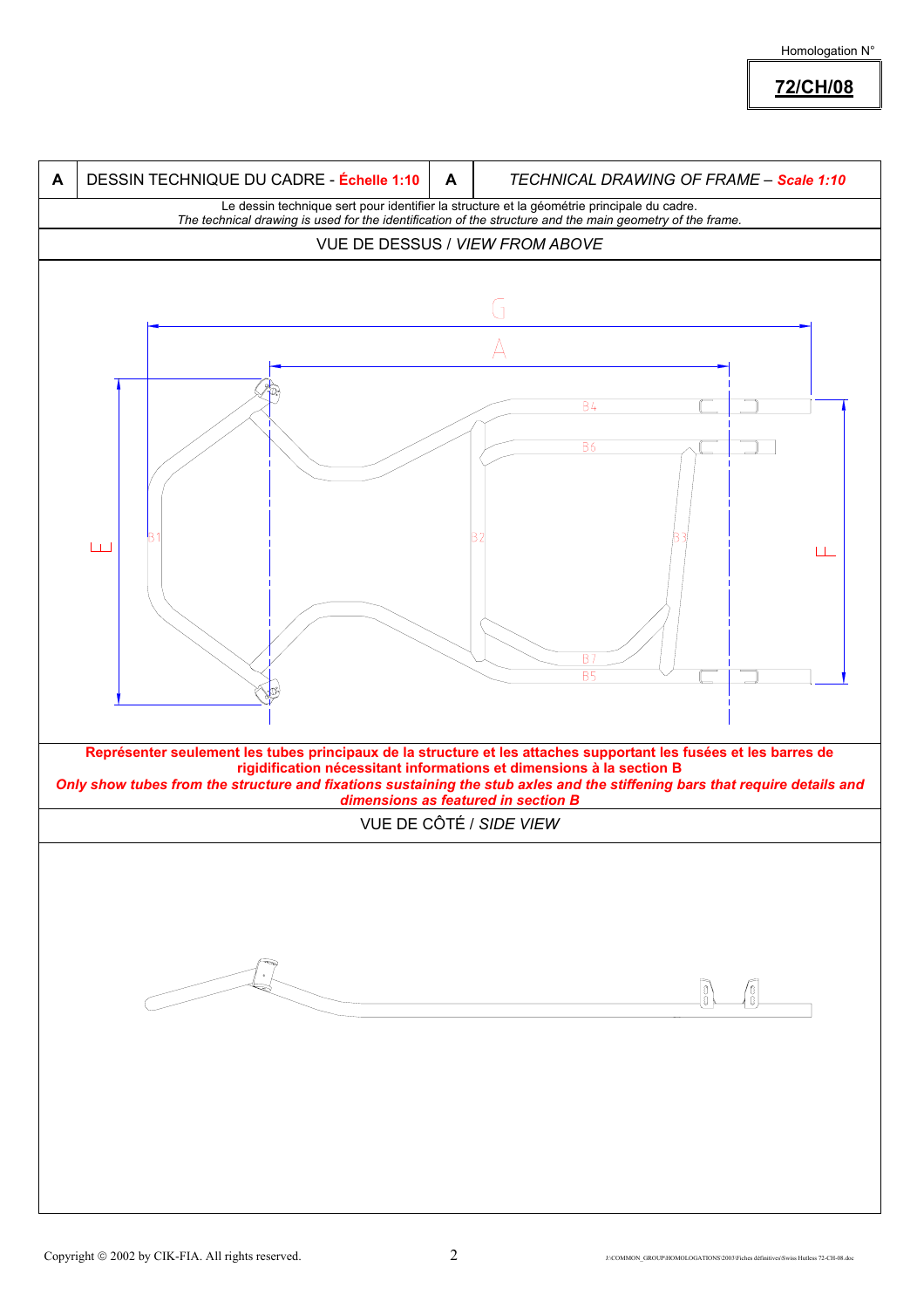Homologation N°

**72/CH/08**

| A | DESSIN TECHNIQUE DU CADRE - **Échelle 1:10** | A | *TECHNICAL DRAWING OF FRAME – **Scale 1:10*** |
|---|---|---|---|

Le dessin technique sert pour identifier la structure et la géométrie principale du cadre.
*The technical drawing is used for the identification of the structure and the main geometry of the frame.*

VUE DE DESSUS / *VIEW FROM ABOVE*

G

A

B4

B6

E

B1

B2

B3

F

B7

B5

**Représenter seulement les tubes principaux de la structure et les attaches supportant les fusées et les barres de rigidification nécessitant informations et dimensions à la section B**
***Only show tubes from the structure and fixations sustaining the stub axles and the stiffening bars that require details and dimensions as featured in section B***

VUE DE CÔTÉ / *SIDE VIEW*

Copyright © 2002 by CIK-FIA. All rights reserved.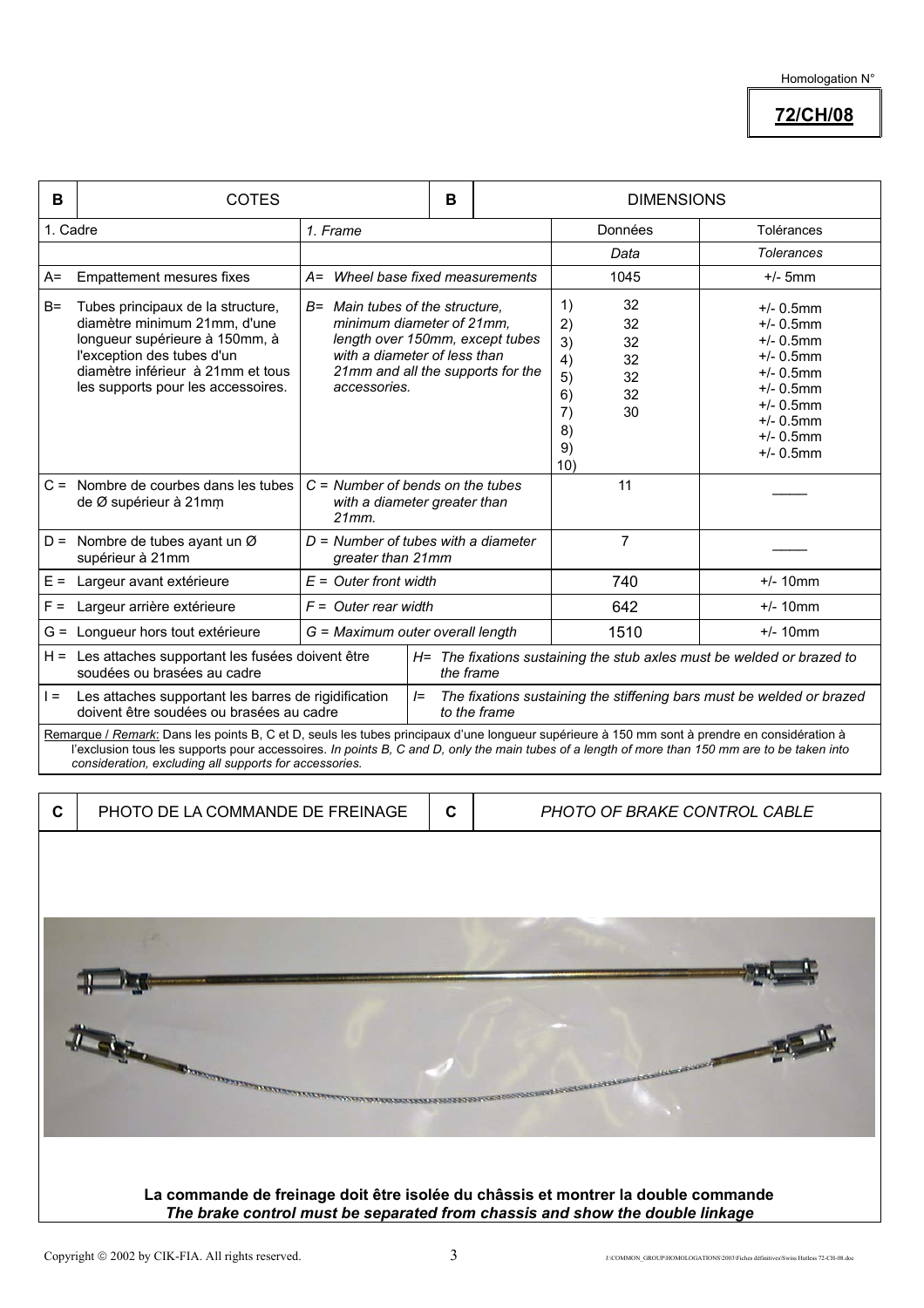Homologation N°

**72/CH/08**

| B | COTES | | B | DIMENSIONS | |
|---|---|---|---|---|---|
| 1. Cadre | | *1. Frame* | | Données | Tolérances |
| | | | | *Data* | *Tolerances* |
| A= | Empattement mesures fixes | *A= Wheel base fixed measurements* | | 1045 | +/- 5mm |
| B= | Tubes principaux de la structure, diamètre minimum 21mm, d'une longueur supérieure à 150mm, à l'exception des tubes d'un diamètre inférieur à 21mm et tous les supports pour les accessoires. | *B= Main tubes of the structure, minimum diameter of 21mm, length over 150mm, except tubes with a diameter of less than 21mm and all the supports for the accessories.* | | 1) 32<br>2) 32<br>3) 32<br>4) 32<br>5) 32<br>6) 32<br>7) 30<br>8)<br>9)<br>10) | +/- 0.5mm<br>+/- 0.5mm<br>+/- 0.5mm<br>+/- 0.5mm<br>+/- 0.5mm<br>+/- 0.5mm<br>+/- 0.5mm<br>+/- 0.5mm<br>+/- 0.5mm<br>+/- 0.5mm |
| C = | Nombre de courbes dans les tubes de Ø supérieur à 21mm | *C = Number of bends on the tubes with a diameter greater than 21mm.* | | 11 | ____ |
| D = | Nombre de tubes ayant un Ø supérieur à 21mm | *D = Number of tubes with a diameter greater than 21mm* | | 7 | ____ |
| E = | Largeur avant extérieure | *E = Outer front width* | | 740 | +/- 10mm |
| F = | Largeur arrière extérieure | *F = Outer rear width* | | 642 | +/- 10mm |
| G = | Longueur hors tout extérieure | *G = Maximum outer overall length* | | 1510 | +/- 10mm |
| H = | Les attaches supportant les fusées doivent être soudées ou brasées au cadre | | *H= The fixations sustaining the stub axles must be welded or brazed to the frame* | | |
| I = | Les attaches supportant les barres de rigidification doivent être soudées ou brasées au cadre | | *I= The fixations sustaining the stiffening bars must be welded or brazed to the frame* | | |

Remarque / *Remark*: Dans les points B, C et D, seuls les tubes principaux d'une longueur supérieure à 150 mm sont à prendre en considération à l'exclusion tous les supports pour accessoires. *In points B, C and D, only the main tubes of a length of more than 150 mm are to be taken into consideration, excluding all supports for accessories.*

| C | PHOTO DE LA COMMANDE DE FREINAGE | C | *PHOTO OF BRAKE CONTROL CABLE* |
|---|---|---|---|

**La commande de freinage doit être isolée du châssis et montrer la double commande**
***The brake control must be separated from chassis and show the double linkage***

Copyright © 2002 by CIK-FIA. All rights reserved.